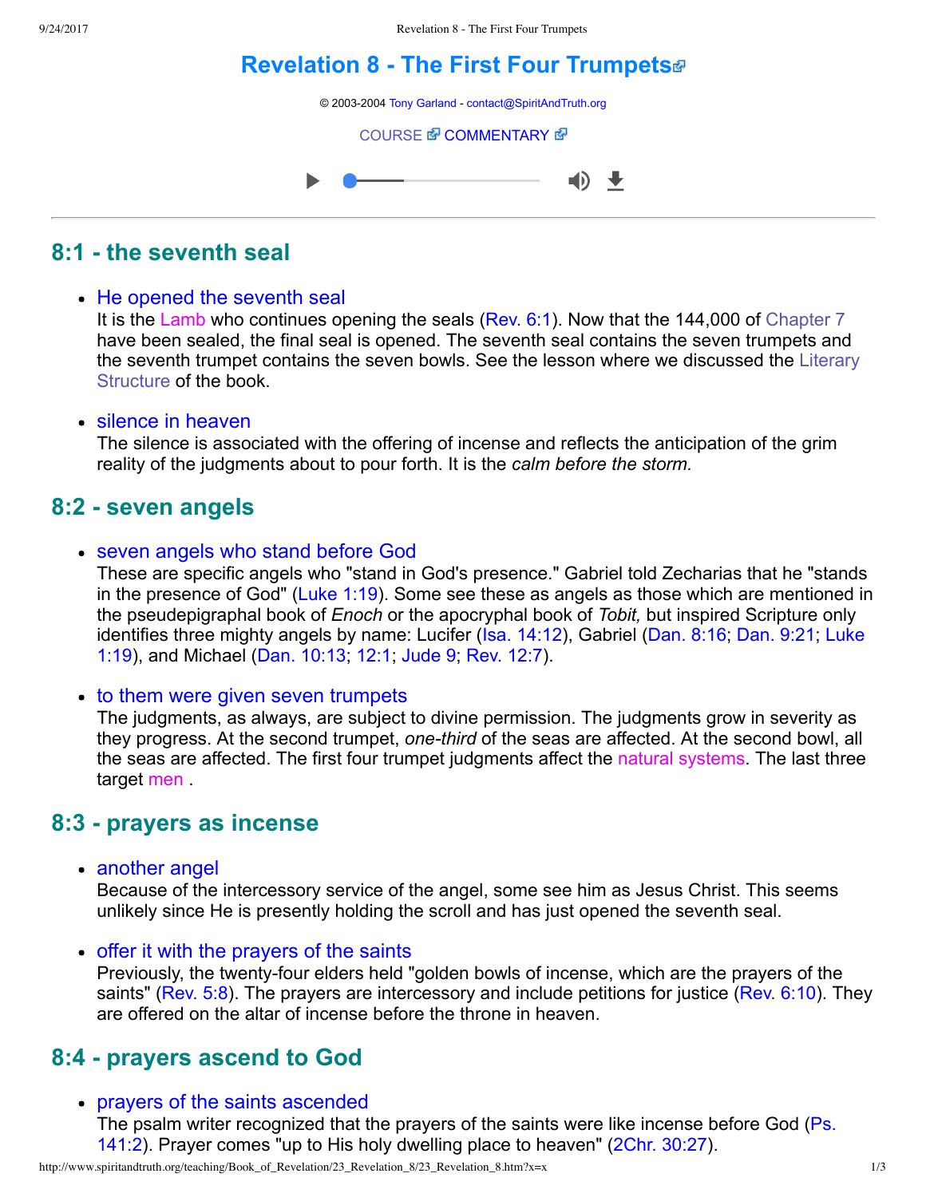# Revelation 8 - The First Four Trumpets

© 2003-2004 Tony Garland - contact@SpiritAndTruth.org

COURSE COMMENTARY

## 8:1 - the seventh seal

- He opened the seventh seal
  It is the Lamb who continues opening the seals (Rev. 6:1). Now that the 144,000 of Chapter 7 have been sealed, the final seal is opened. The seventh seal contains the seven trumpets and the seventh trumpet contains the seven bowls. See the lesson where we discussed the Literary Structure of the book.

- silence in heaven
  The silence is associated with the offering of incense and reflects the anticipation of the grim reality of the judgments about to pour forth. It is the *calm before the storm.*

## 8:2 - seven angels

- seven angels who stand before God
  These are specific angels who "stand in God's presence." Gabriel told Zecharias that he "stands in the presence of God" (Luke 1:19). Some see these as angels as those which are mentioned in the pseudepigraphal book of *Enoch* or the apocryphal book of *Tobit,* but inspired Scripture only identifies three mighty angels by name: Lucifer (Isa. 14:12), Gabriel (Dan. 8:16; Dan. 9:21; Luke 1:19), and Michael (Dan. 10:13; 12:1; Jude 9; Rev. 12:7).

- to them were given seven trumpets
  The judgments, as always, are subject to divine permission. The judgments grow in severity as they progress. At the second trumpet, *one-third* of the seas are affected. At the second bowl, all the seas are affected. The first four trumpet judgments affect the natural systems. The last three target men .

## 8:3 - prayers as incense

- another angel
  Because of the intercessory service of the angel, some see him as Jesus Christ. This seems unlikely since He is presently holding the scroll and has just opened the seventh seal.

- offer it with the prayers of the saints
  Previously, the twenty-four elders held "golden bowls of incense, which are the prayers of the saints" (Rev. 5:8). The prayers are intercessory and include petitions for justice (Rev. 6:10). They are offered on the altar of incense before the throne in heaven.

## 8:4 - prayers ascend to God

- prayers of the saints ascended
  The psalm writer recognized that the prayers of the saints were like incense before God (Ps. 141:2). Prayer comes "up to His holy dwelling place to heaven" (2Chr. 30:27).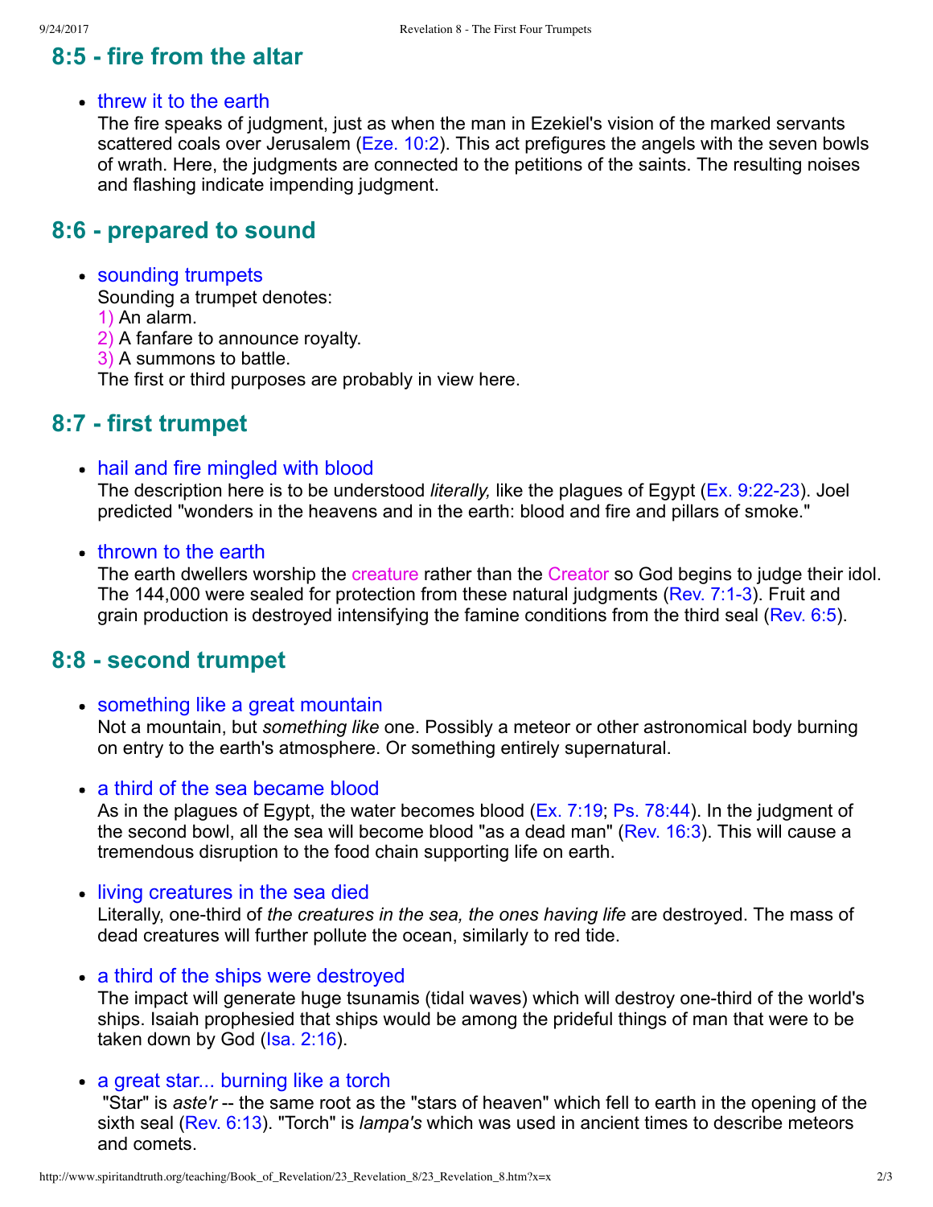## 8:5 - fire from the altar

- threw it to the earth
  The fire speaks of judgment, just as when the man in Ezekiel's vision of the marked servants scattered coals over Jerusalem (Eze. 10:2). This act prefigures the angels with the seven bowls of wrath. Here, the judgments are connected to the petitions of the saints. The resulting noises and flashing indicate impending judgment.

## 8:6 - prepared to sound

- sounding trumpets
  Sounding a trumpet denotes:
  1) An alarm.
  2) A fanfare to announce royalty.
  3) A summons to battle.
  The first or third purposes are probably in view here.

## 8:7 - first trumpet

- hail and fire mingled with blood
  The description here is to be understood *literally,* like the plagues of Egypt (Ex. 9:22-23). Joel predicted "wonders in the heavens and in the earth: blood and fire and pillars of smoke."

- thrown to the earth
  The earth dwellers worship the creature rather than the Creator so God begins to judge their idol. The 144,000 were sealed for protection from these natural judgments (Rev. 7:1-3). Fruit and grain production is destroyed intensifying the famine conditions from the third seal (Rev. 6:5).

## 8:8 - second trumpet

- something like a great mountain
  Not a mountain, but *something like* one. Possibly a meteor or other astronomical body burning on entry to the earth's atmosphere. Or something entirely supernatural.

- a third of the sea became blood
  As in the plagues of Egypt, the water becomes blood (Ex. 7:19; Ps. 78:44). In the judgment of the second bowl, all the sea will become blood "as a dead man" (Rev. 16:3). This will cause a tremendous disruption to the food chain supporting life on earth.

- living creatures in the sea died
  Literally, one-third of *the creatures in the sea, the ones having life* are destroyed. The mass of dead creatures will further pollute the ocean, similarly to red tide.

- a third of the ships were destroyed
  The impact will generate huge tsunamis (tidal waves) which will destroy one-third of the world's ships. Isaiah prophesied that ships would be among the prideful things of man that were to be taken down by God (Isa. 2:16).

- a great star... burning like a torch
  "Star" is *aste'r* -- the same root as the "stars of heaven" which fell to earth in the opening of the sixth seal (Rev. 6:13). "Torch" is *lampa's* which was used in ancient times to describe meteors and comets.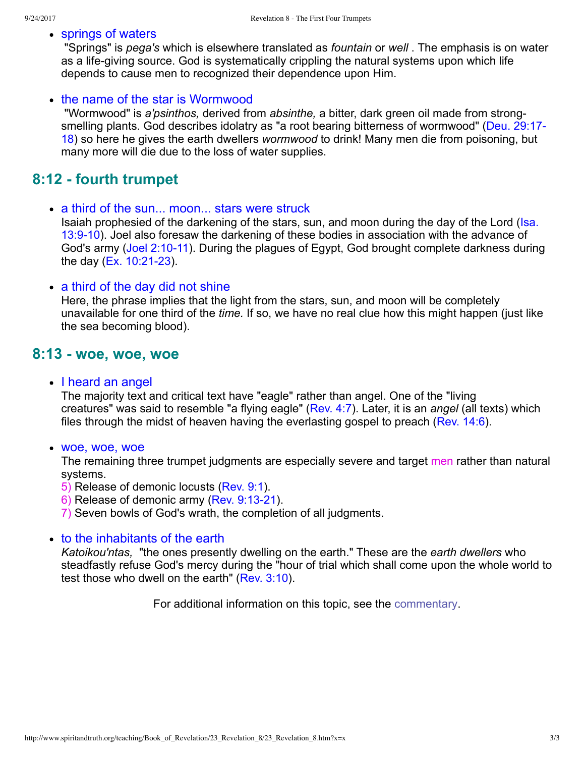- springs of waters
  "Springs" is *pega's* which is elsewhere translated as *fountain* or *well* . The emphasis is on water as a life-giving source. God is systematically crippling the natural systems upon which life depends to cause men to recognized their dependence upon Him.

- the name of the star is Wormwood
  "Wormwood" is *a'psinthos,* derived from *absinthe,* a bitter, dark green oil made from strong-smelling plants. God describes idolatry as "a root bearing bitterness of wormwood" (Deu. 29:17-18) so here he gives the earth dwellers *wormwood* to drink! Many men die from poisoning, but many more will die due to the loss of water supplies.

## 8:12 - fourth trumpet

- a third of the sun... moon... stars were struck
  Isaiah prophesied of the darkening of the stars, sun, and moon during the day of the Lord (Isa. 13:9-10). Joel also foresaw the darkening of these bodies in association with the advance of God's army (Joel 2:10-11). During the plagues of Egypt, God brought complete darkness during the day (Ex. 10:21-23).

- a third of the day did not shine
  Here, the phrase implies that the light from the stars, sun, and moon will be completely unavailable for one third of the *time.* If so, we have no real clue how this might happen (just like the sea becoming blood).

## 8:13 - woe, woe, woe

- I heard an angel
  The majority text and critical text have "eagle" rather than angel. One of the "living creatures" was said to resemble "a flying eagle" (Rev. 4:7). Later, it is an *angel* (all texts) which files through the midst of heaven having the everlasting gospel to preach (Rev. 14:6).

- woe, woe, woe
  The remaining three trumpet judgments are especially severe and target men rather than natural systems.
  5) Release of demonic locusts (Rev. 9:1).
  6) Release of demonic army (Rev. 9:13-21).
  7) Seven bowls of God's wrath, the completion of all judgments.

- to the inhabitants of the earth
  *Katoikou'ntas,* "the ones presently dwelling on the earth." These are the *earth dwellers* who steadfastly refuse God's mercy during the "hour of trial which shall come upon the whole world to test those who dwell on the earth" (Rev. 3:10).

For additional information on this topic, see the commentary.